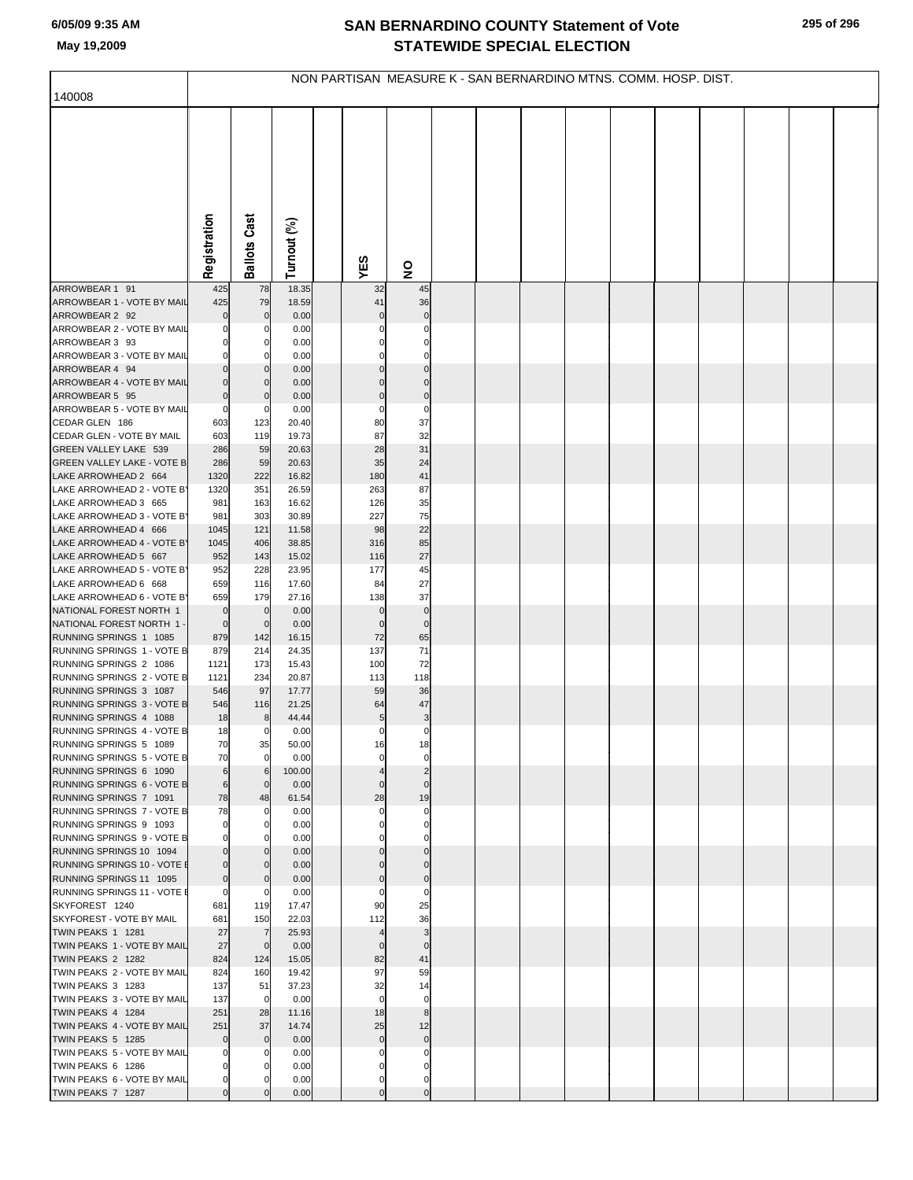# SAN BERNARDINO COUNTY Statement of Vote
## STATEWIDE SPECIAL ELECTION

6/05/09 9:35 AM

May 19,2009

NON PARTISAN MEASURE K - SAN BERNARDINO MTNS. COMM. HOSP. DIST.

| 140008 | Registration | Ballots Cast | Turnout (%) | YES | NO |
|---|---|---|---|---|---|
| ARROWBEAR 1 91 | 425 | 78 | 18.35 | 32 | 45 |
| ARROWBEAR 1 - VOTE BY MAIL | 425 | 79 | 18.59 | 41 | 36 |
| ARROWBEAR 2 92 | 0 | 0 | 0.00 | 0 | 0 |
| ARROWBEAR 2 - VOTE BY MAIL | 0 | 0 | 0.00 | 0 | 0 |
| ARROWBEAR 3 93 | 0 | 0 | 0.00 | 0 | 0 |
| ARROWBEAR 3 - VOTE BY MAIL | 0 | 0 | 0.00 | 0 | 0 |
| ARROWBEAR 4 94 | 0 | 0 | 0.00 | 0 | 0 |
| ARROWBEAR 4 - VOTE BY MAIL | 0 | 0 | 0.00 | 0 | 0 |
| ARROWBEAR 5 95 | 0 | 0 | 0.00 | 0 | 0 |
| ARROWBEAR 5 - VOTE BY MAIL | 0 | 0 | 0.00 | 0 | 0 |
| CEDAR GLEN 186 | 603 | 123 | 20.40 | 80 | 37 |
| CEDAR GLEN - VOTE BY MAIL | 603 | 119 | 19.73 | 87 | 32 |
| GREEN VALLEY LAKE 539 | 286 | 59 | 20.63 | 28 | 31 |
| GREEN VALLEY LAKE - VOTE B | 286 | 59 | 20.63 | 35 | 24 |
| LAKE ARROWHEAD 2 664 | 1320 | 222 | 16.82 | 180 | 41 |
| LAKE ARROWHEAD 2 - VOTE BY | 1320 | 351 | 26.59 | 263 | 87 |
| LAKE ARROWHEAD 3 665 | 981 | 163 | 16.62 | 126 | 35 |
| LAKE ARROWHEAD 3 - VOTE BY | 981 | 303 | 30.89 | 227 | 75 |
| LAKE ARROWHEAD 4 666 | 1045 | 121 | 11.58 | 98 | 22 |
| LAKE ARROWHEAD 4 - VOTE BY | 1045 | 406 | 38.85 | 316 | 85 |
| LAKE ARROWHEAD 5 667 | 952 | 143 | 15.02 | 116 | 27 |
| LAKE ARROWHEAD 5 - VOTE BY | 952 | 228 | 23.95 | 177 | 45 |
| LAKE ARROWHEAD 6 668 | 659 | 116 | 17.60 | 84 | 27 |
| LAKE ARROWHEAD 6 - VOTE BY | 659 | 179 | 27.16 | 138 | 37 |
| NATIONAL FOREST NORTH 1 | 0 | 0 | 0.00 | 0 | 0 |
| NATIONAL FOREST NORTH 1 - | 0 | 0 | 0.00 | 0 | 0 |
| RUNNING SPRINGS 1 1085 | 879 | 142 | 16.15 | 72 | 65 |
| RUNNING SPRINGS 1 - VOTE B | 879 | 214 | 24.35 | 137 | 71 |
| RUNNING SPRINGS 2 1086 | 1121 | 173 | 15.43 | 100 | 72 |
| RUNNING SPRINGS 2 - VOTE B | 1121 | 234 | 20.87 | 113 | 118 |
| RUNNING SPRINGS 3 1087 | 546 | 97 | 17.77 | 59 | 36 |
| RUNNING SPRINGS 3 - VOTE B | 546 | 116 | 21.25 | 64 | 47 |
| RUNNING SPRINGS 4 1088 | 18 | 8 | 44.44 | 5 | 3 |
| RUNNING SPRINGS 4 - VOTE B | 18 | 0 | 0.00 | 0 | 0 |
| RUNNING SPRINGS 5 1089 | 70 | 35 | 50.00 | 16 | 18 |
| RUNNING SPRINGS 5 - VOTE B | 70 | 0 | 0.00 | 0 | 0 |
| RUNNING SPRINGS 6 1090 | 6 | 6 | 100.00 | 4 | 2 |
| RUNNING SPRINGS 6 - VOTE B | 6 | 0 | 0.00 | 0 | 0 |
| RUNNING SPRINGS 7 1091 | 78 | 48 | 61.54 | 28 | 19 |
| RUNNING SPRINGS 7 - VOTE B | 78 | 0 | 0.00 | 0 | 0 |
| RUNNING SPRINGS 9 1093 | 0 | 0 | 0.00 | 0 | 0 |
| RUNNING SPRINGS 9 - VOTE B | 0 | 0 | 0.00 | 0 | 0 |
| RUNNING SPRINGS 10 1094 | 0 | 0 | 0.00 | 0 | 0 |
| RUNNING SPRINGS 10 - VOTE E | 0 | 0 | 0.00 | 0 | 0 |
| RUNNING SPRINGS 11 1095 | 0 | 0 | 0.00 | 0 | 0 |
| RUNNING SPRINGS 11 - VOTE E | 0 | 0 | 0.00 | 0 | 0 |
| SKYFOREST 1240 | 681 | 119 | 17.47 | 90 | 25 |
| SKYFOREST - VOTE BY MAIL | 681 | 150 | 22.03 | 112 | 36 |
| TWIN PEAKS 1 1281 | 27 | 7 | 25.93 | 4 | 3 |
| TWIN PEAKS 1 - VOTE BY MAIL | 27 | 0 | 0.00 | 0 | 0 |
| TWIN PEAKS 2 1282 | 824 | 124 | 15.05 | 82 | 41 |
| TWIN PEAKS 2 - VOTE BY MAIL | 824 | 160 | 19.42 | 97 | 59 |
| TWIN PEAKS 3 1283 | 137 | 51 | 37.23 | 32 | 14 |
| TWIN PEAKS 3 - VOTE BY MAIL | 137 | 0 | 0.00 | 0 | 0 |
| TWIN PEAKS 4 1284 | 251 | 28 | 11.16 | 18 | 8 |
| TWIN PEAKS 4 - VOTE BY MAIL | 251 | 37 | 14.74 | 25 | 12 |
| TWIN PEAKS 5 1285 | 0 | 0 | 0.00 | 0 | 0 |
| TWIN PEAKS 5 - VOTE BY MAIL | 0 | 0 | 0.00 | 0 | 0 |
| TWIN PEAKS 6 1286 | 0 | 0 | 0.00 | 0 | 0 |
| TWIN PEAKS 6 - VOTE BY MAIL | 0 | 0 | 0.00 | 0 | 0 |
| TWIN PEAKS 7 1287 | 0 | 0 | 0.00 | 0 | 0 |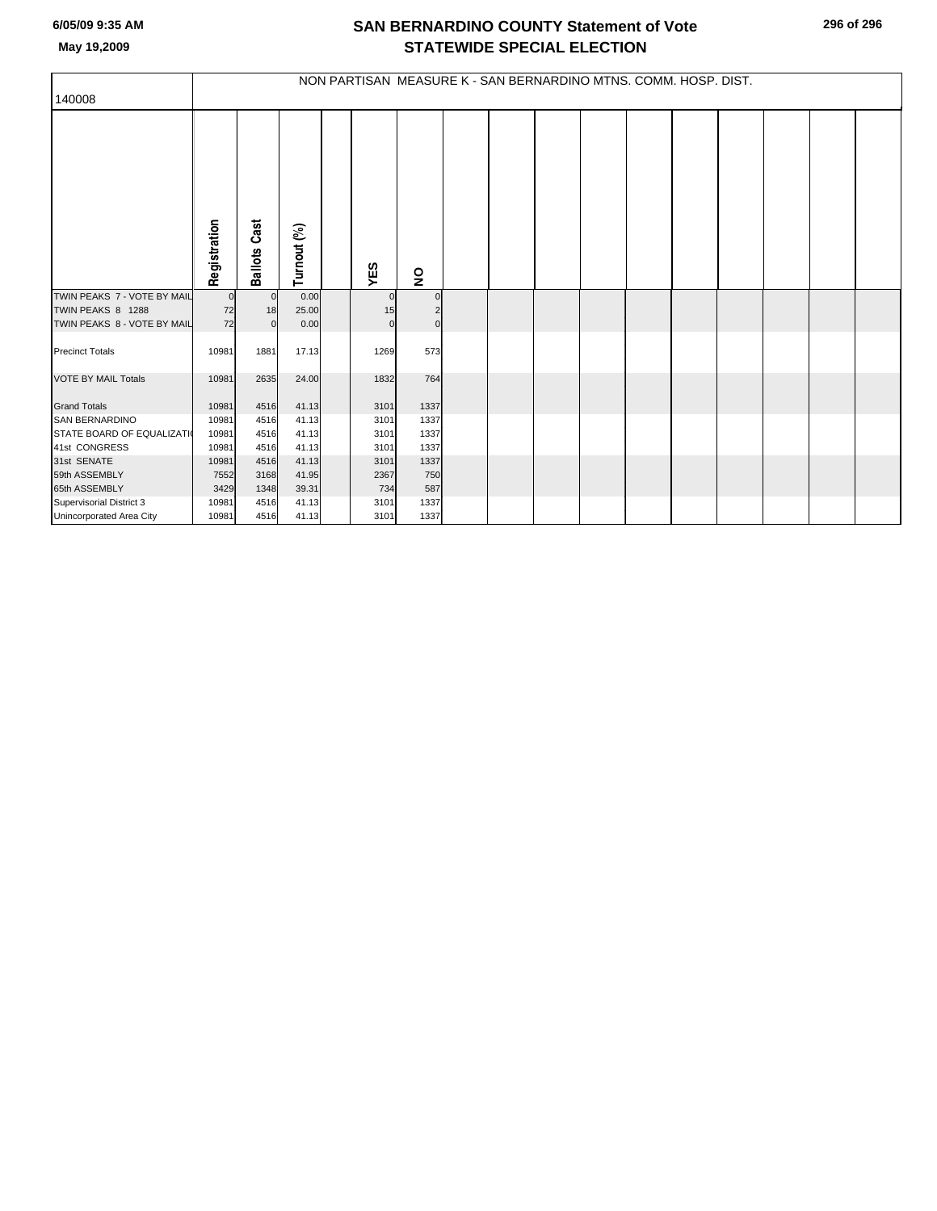# SAN BERNARDINO COUNTY Statement of Vote
## STATEWIDE SPECIAL ELECTION

May 19,2009

NON PARTISAN MEASURE K - SAN BERNARDINO MTNS. COMM. HOSP. DIST.

| 140008 | Registration | Ballots Cast | Turnout (%) | | YES | NO |
|---|---|---|---|---|---|---|
| TWIN PEAKS 7 - VOTE BY MAIL | 0 | 0 | 0.00 | | 0 | 0 |
| TWIN PEAKS 8 1288 | 72 | 18 | 25.00 | | 15 | 2 |
| TWIN PEAKS 8 - VOTE BY MAIL | 72 | 0 | 0.00 | | 0 | 0 |
| Precinct Totals | 10981 | 1881 | 17.13 | | 1269 | 573 |
| VOTE BY MAIL Totals | 10981 | 2635 | 24.00 | | 1832 | 764 |
| Grand Totals | 10981 | 4516 | 41.13 | | 3101 | 1337 |
| SAN BERNARDINO | 10981 | 4516 | 41.13 | | 3101 | 1337 |
| STATE BOARD OF EQUALIZATI | 10981 | 4516 | 41.13 | | 3101 | 1337 |
| 41st CONGRESS | 10981 | 4516 | 41.13 | | 3101 | 1337 |
| 31st SENATE | 10981 | 4516 | 41.13 | | 3101 | 1337 |
| 59th ASSEMBLY | 7552 | 3168 | 41.95 | | 2367 | 750 |
| 65th ASSEMBLY | 3429 | 1348 | 39.31 | | 734 | 587 |
| Supervisorial District 3 | 10981 | 4516 | 41.13 | | 3101 | 1337 |
| Unincorporated Area City | 10981 | 4516 | 41.13 | | 3101 | 1337 |